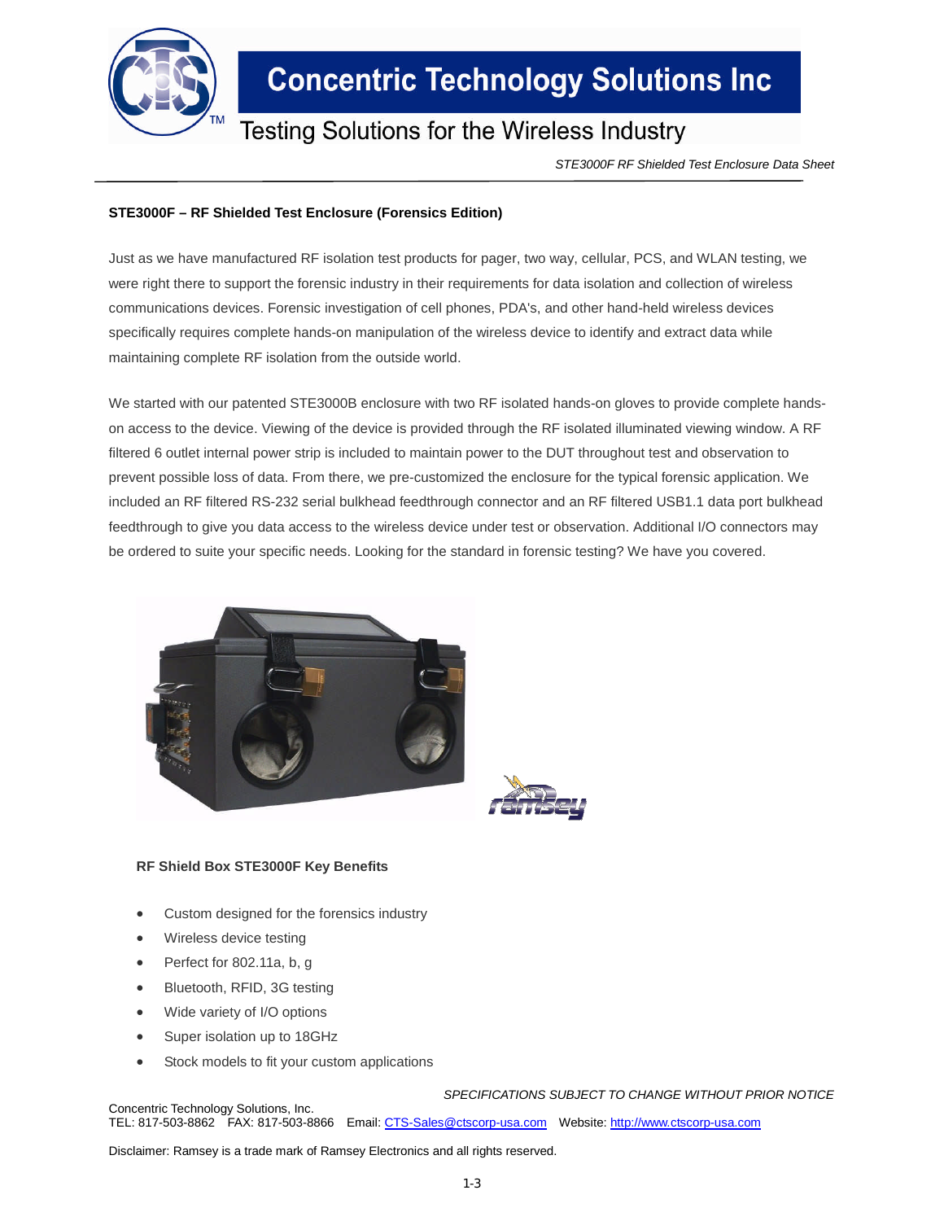# Concentric Technology Solutions Inc

Testing Solutions for the Wireless Industry

*STE3000F RF Shielded Test Enclosure Data Sheet*

**STE3000F – RF Shielded Test Enclosure (Forensics Edition)**

Just as we have manufactured RF isolation test products for pager, two way, cellular, PCS, and WLAN testing, we were right there to support the forensic industry in their requirements for data isolation and collection of wireless communications devices. Forensic investigation of cell phones, PDA's, and other hand-held wireless devices specifically requires complete hands-on manipulation of the wireless device to identify and extract data while maintaining complete RF isolation from the outside world.

We started with our patented STE3000B enclosure with two RF isolated hands-on gloves to provide complete hands-on access to the device. Viewing of the device is provided through the RF isolated illuminated viewing window. A RF filtered 6 outlet internal power strip is included to maintain power to the DUT throughout test and observation to prevent possible loss of data. From there, we pre-customized the enclosure for the typical forensic application. We included an RF filtered RS-232 serial bulkhead feedthrough connector and an RF filtered USB1.1 data port bulkhead feedthrough to give you data access to the wireless device under test or observation. Additional I/O connectors may be ordered to suite your specific needs. Looking for the standard in forensic testing? We have you covered.

**RF Shield Box STE3000F Key Benefits**

- Custom designed for the forensics industry
- Wireless device testing
- Perfect for 802.11a, b, g
- Bluetooth, RFID, 3G testing
- Wide variety of I/O options
- Super isolation up to 18GHz
- Stock models to fit your custom applications

*SPECIFICATIONS SUBJECT TO CHANGE WITHOUT PRIOR NOTICE*

Concentric Technology Solutions, Inc.
TEL: 817-503-8862 FAX: 817-503-8866 Email: CTS-Sales@ctscorp-usa.com Website: http://www.ctscorp-usa.com

Disclaimer: Ramsey is a trade mark of Ramsey Electronics and all rights reserved.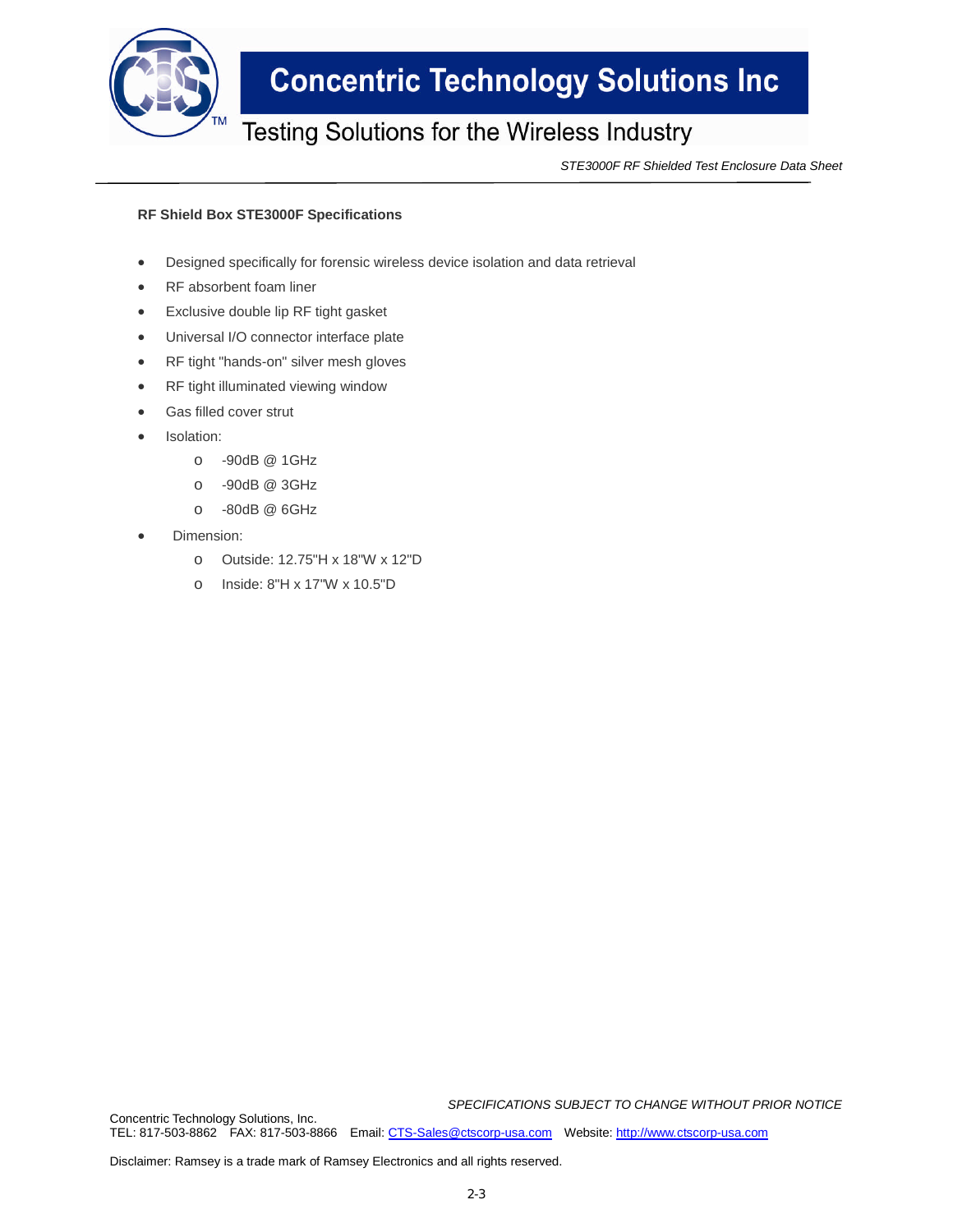**RF Shield Box STE3000F Specifications**

- Designed specifically for forensic wireless device isolation and data retrieval
- RF absorbent foam liner
- Exclusive double lip RF tight gasket
- Universal I/O connector interface plate
- RF tight "hands-on" silver mesh gloves
- RF tight illuminated viewing window
- Gas filled cover strut
- Isolation:
    - -90dB @ 1GHz
    - -90dB @ 3GHz
    - -80dB @ 6GHz
- Dimension:
    - Outside: 12.75"H x 18"W x 12"D
    - Inside: 8"H x 17"W x 10.5"D

*SPECIFICATIONS SUBJECT TO CHANGE WITHOUT PRIOR NOTICE*

Concentric Technology Solutions, Inc.
TEL: 817-503-8862 FAX: 817-503-8866 Email: CTS-Sales@ctscorp-usa.com Website: http://www.ctscorp-usa.com

Disclaimer: Ramsey is a trade mark of Ramsey Electronics and all rights reserved.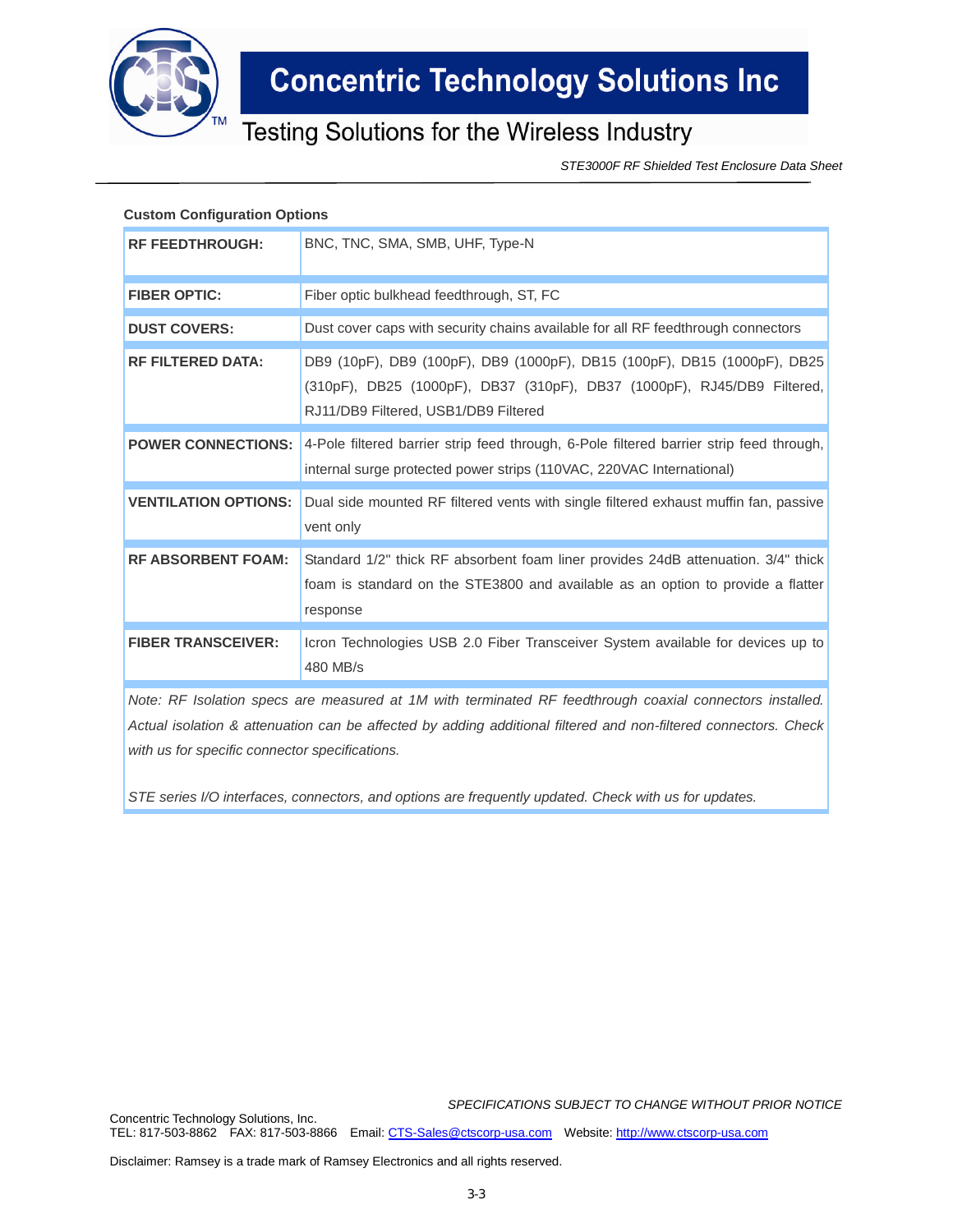**Custom Configuration Options**

| | |
|---|---|
| **RF FEEDTHROUGH:** | BNC, TNC, SMA, SMB, UHF, Type-N |
| **FIBER OPTIC:** | Fiber optic bulkhead feedthrough, ST, FC |
| **DUST COVERS:** | Dust cover caps with security chains available for all RF feedthrough connectors |
| **RF FILTERED DATA:** | DB9 (10pF), DB9 (100pF), DB9 (1000pF), DB15 (100pF), DB15 (1000pF), DB25 (310pF), DB25 (1000pF), DB37 (310pF), DB37 (1000pF), RJ45/DB9 Filtered, RJ11/DB9 Filtered, USB1/DB9 Filtered |
| **POWER CONNECTIONS:** | 4-Pole filtered barrier strip feed through, 6-Pole filtered barrier strip feed through, internal surge protected power strips (110VAC, 220VAC International) |
| **VENTILATION OPTIONS:** | Dual side mounted RF filtered vents with single filtered exhaust muffin fan, passive vent only |
| **RF ABSORBENT FOAM:** | Standard 1/2" thick RF absorbent foam liner provides 24dB attenuation. 3/4" thick foam is standard on the STE3800 and available as an option to provide a flatter response |
| **FIBER TRANSCEIVER:** | Icron Technologies USB 2.0 Fiber Transceiver System available for devices up to 480 MB/s |

*Note: RF Isolation specs are measured at 1M with terminated RF feedthrough coaxial connectors installed. Actual isolation & attenuation can be affected by adding additional filtered and non-filtered connectors. Check with us for specific connector specifications.*

*STE series I/O interfaces, connectors, and options are frequently updated. Check with us for updates.*

*SPECIFICATIONS SUBJECT TO CHANGE WITHOUT PRIOR NOTICE*

Concentric Technology Solutions, Inc.
TEL: 817-503-8862 FAX: 817-503-8866 Email: CTS-Sales@ctscorp-usa.com Website: http://www.ctscorp-usa.com

Disclaimer: Ramsey is a trade mark of Ramsey Electronics and all rights reserved.